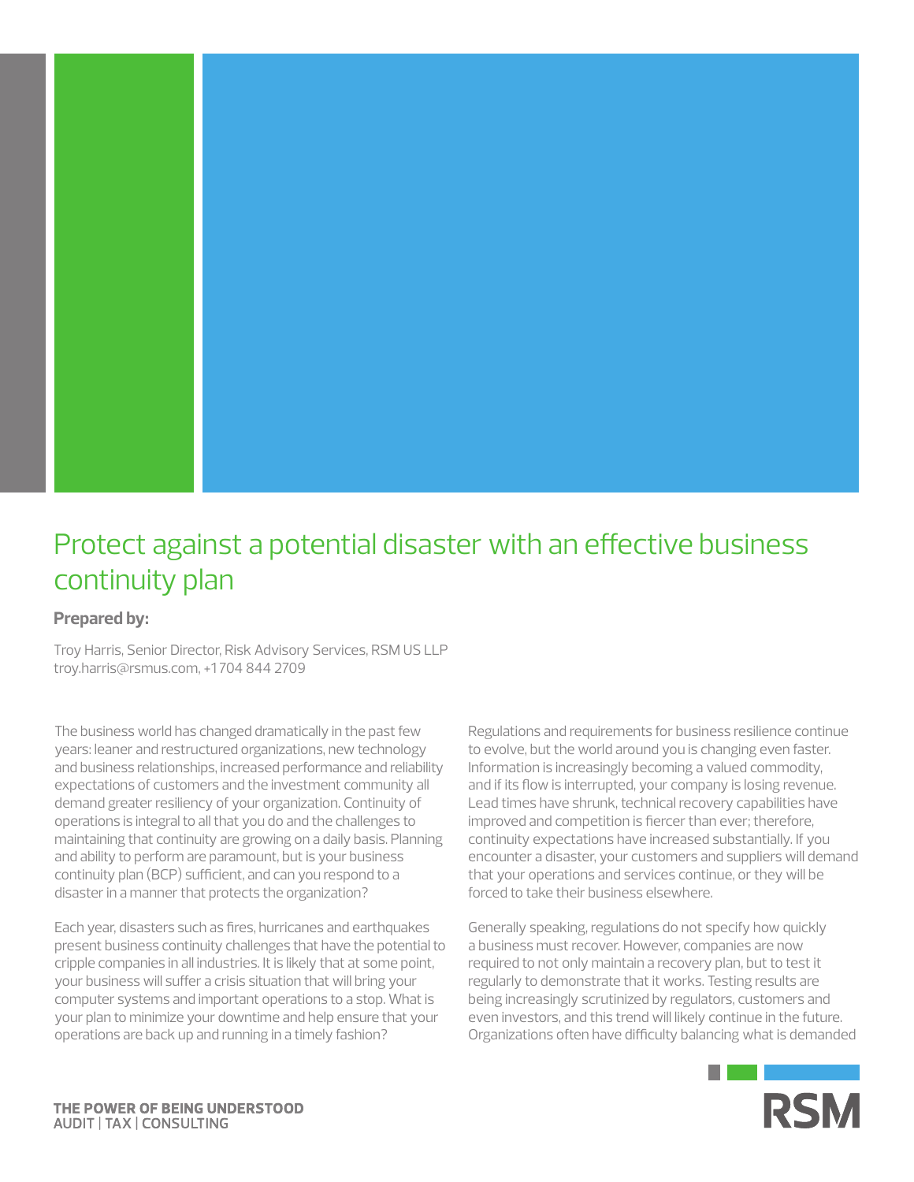# Protect against a potential disaster with an effective business continuity plan

**Prepared by:**

Troy Harris, Senior Director, Risk Advisory Services, RSM US LLP
troy.harris@rsmus.com, +1 704 844 2709

The business world has changed dramatically in the past few years: leaner and restructured organizations, new technology and business relationships, increased performance and reliability expectations of customers and the investment community all demand greater resiliency of your organization. Continuity of operations is integral to all that you do and the challenges to maintaining that continuity are growing on a daily basis. Planning and ability to perform are paramount, but is your business continuity plan (BCP) sufficient, and can you respond to a disaster in a manner that protects the organization?

Each year, disasters such as fires, hurricanes and earthquakes present business continuity challenges that have the potential to cripple companies in all industries. It is likely that at some point, your business will suffer a crisis situation that will bring your computer systems and important operations to a stop. What is your plan to minimize your downtime and help ensure that your operations are back up and running in a timely fashion?

Regulations and requirements for business resilience continue to evolve, but the world around you is changing even faster. Information is increasingly becoming a valued commodity, and if its flow is interrupted, your company is losing revenue. Lead times have shrunk, technical recovery capabilities have improved and competition is fiercer than ever; therefore, continuity expectations have increased substantially. If you encounter a disaster, your customers and suppliers will demand that your operations and services continue, or they will be forced to take their business elsewhere.

Generally speaking, regulations do not specify how quickly a business must recover. However, companies are now required to not only maintain a recovery plan, but to test it regularly to demonstrate that it works. Testing results are being increasingly scrutinized by regulators, customers and even investors, and this trend will likely continue in the future. Organizations often have difficulty balancing what is demanded

THE POWER OF BEING UNDERSTOOD
AUDIT | TAX | CONSULTING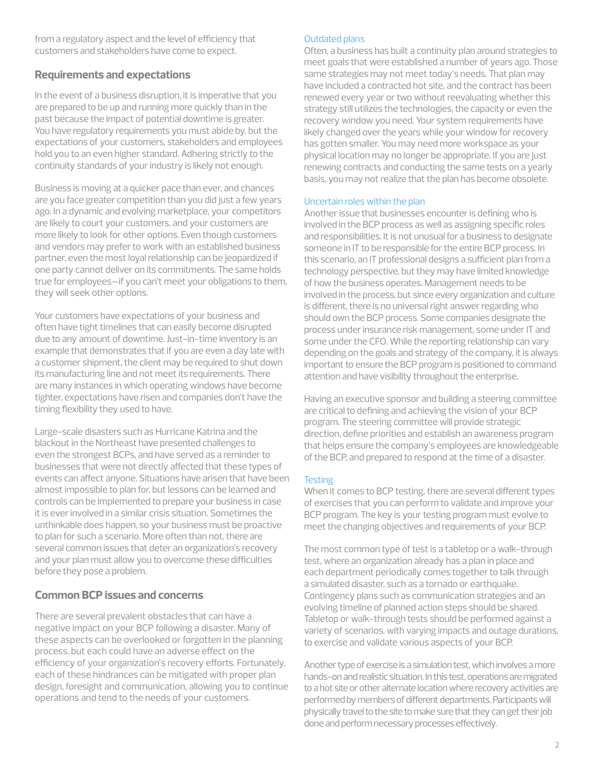from a regulatory aspect and the level of efficiency that customers and stakeholders have come to expect.

## Requirements and expectations

In the event of a business disruption, it is imperative that you are prepared to be up and running more quickly than in the past because the impact of potential downtime is greater. You have regulatory requirements you must abide by, but the expectations of your customers, stakeholders and employees hold you to an even higher standard. Adhering strictly to the continuity standards of your industry is likely not enough.

Business is moving at a quicker pace than ever, and chances are you face greater competition than you did just a few years ago. In a dynamic and evolving marketplace, your competitors are likely to court your customers, and your customers are more likely to look for other options. Even though customers and vendors may prefer to work with an established business partner, even the most loyal relationship can be jeopardized if one party cannot deliver on its commitments. The same holds true for employees—if you can't meet your obligations to them, they will seek other options.

Your customers have expectations of your business and often have tight timelines that can easily become disrupted due to any amount of downtime. Just-in-time inventory is an example that demonstrates that if you are even a day late with a customer shipment, the client may be required to shut down its manufacturing line and not meet its requirements. There are many instances in which operating windows have become tighter, expectations have risen and companies don't have the timing flexibility they used to have.

Large-scale disasters such as Hurricane Katrina and the blackout in the Northeast have presented challenges to even the strongest BCPs, and have served as a reminder to businesses that were not directly affected that these types of events can affect anyone. Situations have arisen that have been almost impossible to plan for, but lessons can be learned and controls can be implemented to prepare your business in case it is ever involved in a similar crisis situation. Sometimes the unthinkable does happen, so your business must be proactive to plan for such a scenario. More often than not, there are several common issues that deter an organization's recovery and your plan must allow you to overcome these difficulties before they pose a problem.

## Common BCP issues and concerns

There are several prevalent obstacles that can have a negative impact on your BCP following a disaster. Many of these aspects can be overlooked or forgotten in the planning process, but each could have an adverse effect on the efficiency of your organization's recovery efforts. Fortunately, each of these hindrances can be mitigated with proper plan design, foresight and communication, allowing you to continue operations and tend to the needs of your customers.

### Outdated plans

Often, a business has built a continuity plan around strategies to meet goals that were established a number of years ago. Those same strategies may not meet today's needs. That plan may have included a contracted hot site, and the contract has been renewed every year or two without reevaluating whether this strategy still utilizes the technologies, the capacity or even the recovery window you need. Your system requirements have likely changed over the years while your window for recovery has gotten smaller. You may need more workspace as your physical location may no longer be appropriate. If you are just renewing contracts and conducting the same tests on a yearly basis, you may not realize that the plan has become obsolete.

### Uncertain roles within the plan

Another issue that businesses encounter is defining who is involved in the BCP process as well as assigning specific roles and responsibilities. It is not unusual for a business to designate someone in IT to be responsible for the entire BCP process. In this scenario, an IT professional designs a sufficient plan from a technology perspective, but they may have limited knowledge of how the business operates. Management needs to be involved in the process, but since every organization and culture is different, there is no universal right answer regarding who should own the BCP process. Some companies designate the process under insurance risk management, some under IT and some under the CFO. While the reporting relationship can vary depending on the goals and strategy of the company, it is always important to ensure the BCP program is positioned to command attention and have visibility throughout the enterprise.

Having an executive sponsor and building a steering committee are critical to defining and achieving the vision of your BCP program. The steering committee will provide strategic direction, define priorities and establish an awareness program that helps ensure the company's employees are knowledgeable of the BCP, and prepared to respond at the time of a disaster.

### Testing

When it comes to BCP testing, there are several different types of exercises that you can perform to validate and improve your BCP program. The key is your testing program must evolve to meet the changing objectives and requirements of your BCP.

The most common type of test is a tabletop or a walk-through test, where an organization already has a plan in place and each department periodically comes together to talk through a simulated disaster, such as a tornado or earthquake. Contingency plans such as communication strategies and an evolving timeline of planned action steps should be shared. Tabletop or walk-through tests should be performed against a variety of scenarios, with varying impacts and outage durations, to exercise and validate various aspects of your BCP.

Another type of exercise is a simulation test, which involves a more hands-on and realistic situation. In this test, operations are migrated to a hot site or other alternate location where recovery activities are performed by members of different departments. Participants will physically travel to the site to make sure that they can get their job done and perform necessary processes effectively.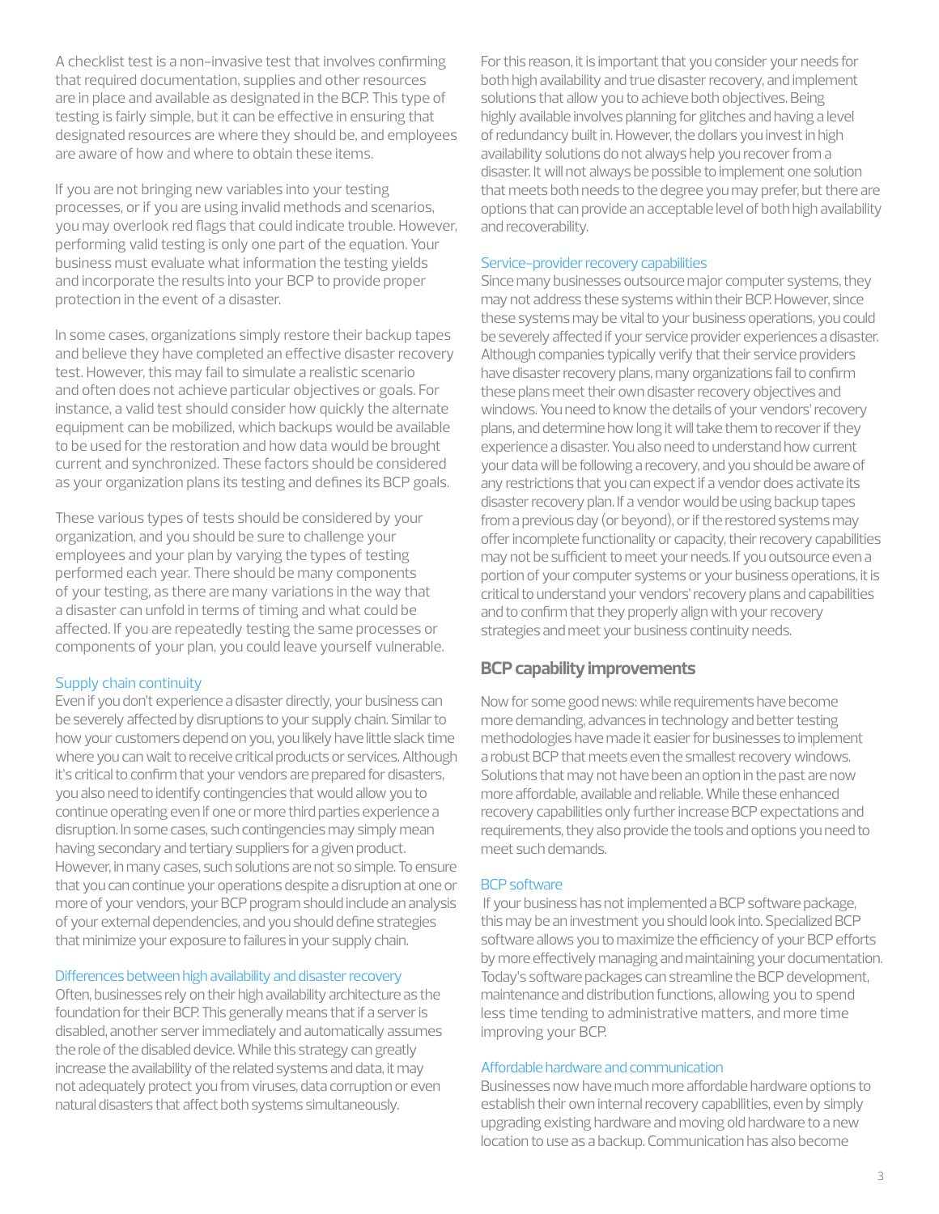A checklist test is a non-invasive test that involves confirming that required documentation, supplies and other resources are in place and available as designated in the BCP. This type of testing is fairly simple, but it can be effective in ensuring that designated resources are where they should be, and employees are aware of how and where to obtain these items.

If you are not bringing new variables into your testing processes, or if you are using invalid methods and scenarios, you may overlook red flags that could indicate trouble. However, performing valid testing is only one part of the equation. Your business must evaluate what information the testing yields and incorporate the results into your BCP to provide proper protection in the event of a disaster.

In some cases, organizations simply restore their backup tapes and believe they have completed an effective disaster recovery test. However, this may fail to simulate a realistic scenario and often does not achieve particular objectives or goals. For instance, a valid test should consider how quickly the alternate equipment can be mobilized, which backups would be available to be used for the restoration and how data would be brought current and synchronized. These factors should be considered as your organization plans its testing and defines its BCP goals.

These various types of tests should be considered by your organization, and you should be sure to challenge your employees and your plan by varying the types of testing performed each year. There should be many components of your testing, as there are many variations in the way that a disaster can unfold in terms of timing and what could be affected. If you are repeatedly testing the same processes or components of your plan, you could leave yourself vulnerable.

### Supply chain continuity

Even if you don't experience a disaster directly, your business can be severely affected by disruptions to your supply chain. Similar to how your customers depend on you, you likely have little slack time where you can wait to receive critical products or services. Although it's critical to confirm that your vendors are prepared for disasters, you also need to identify contingencies that would allow you to continue operating even if one or more third parties experience a disruption. In some cases, such contingencies may simply mean having secondary and tertiary suppliers for a given product. However, in many cases, such solutions are not so simple. To ensure that you can continue your operations despite a disruption at one or more of your vendors, your BCP program should include an analysis of your external dependencies, and you should define strategies that minimize your exposure to failures in your supply chain.

### Differences between high availability and disaster recovery

Often, businesses rely on their high availability architecture as the foundation for their BCP. This generally means that if a server is disabled, another server immediately and automatically assumes the role of the disabled device. While this strategy can greatly increase the availability of the related systems and data, it may not adequately protect you from viruses, data corruption or even natural disasters that affect both systems simultaneously.

For this reason, it is important that you consider your needs for both high availability and true disaster recovery, and implement solutions that allow you to achieve both objectives. Being highly available involves planning for glitches and having a level of redundancy built in. However, the dollars you invest in high availability solutions do not always help you recover from a disaster. It will not always be possible to implement one solution that meets both needs to the degree you may prefer, but there are options that can provide an acceptable level of both high availability and recoverability.

### Service-provider recovery capabilities

Since many businesses outsource major computer systems, they may not address these systems within their BCP. However, since these systems may be vital to your business operations, you could be severely affected if your service provider experiences a disaster. Although companies typically verify that their service providers have disaster recovery plans, many organizations fail to confirm these plans meet their own disaster recovery objectives and windows. You need to know the details of your vendors' recovery plans, and determine how long it will take them to recover if they experience a disaster. You also need to understand how current your data will be following a recovery, and you should be aware of any restrictions that you can expect if a vendor does activate its disaster recovery plan. If a vendor would be using backup tapes from a previous day (or beyond), or if the restored systems may offer incomplete functionality or capacity, their recovery capabilities may not be sufficient to meet your needs. If you outsource even a portion of your computer systems or your business operations, it is critical to understand your vendors' recovery plans and capabilities and to confirm that they properly align with your recovery strategies and meet your business continuity needs.

## BCP capability improvements

Now for some good news: while requirements have become more demanding, advances in technology and better testing methodologies have made it easier for businesses to implement a robust BCP that meets even the smallest recovery windows. Solutions that may not have been an option in the past are now more affordable, available and reliable. While these enhanced recovery capabilities only further increase BCP expectations and requirements, they also provide the tools and options you need to meet such demands.

### BCP software

If your business has not implemented a BCP software package, this may be an investment you should look into. Specialized BCP software allows you to maximize the efficiency of your BCP efforts by more effectively managing and maintaining your documentation. Today's software packages can streamline the BCP development, maintenance and distribution functions, allowing you to spend less time tending to administrative matters, and more time improving your BCP.

### Affordable hardware and communication

Businesses now have much more affordable hardware options to establish their own internal recovery capabilities, even by simply upgrading existing hardware and moving old hardware to a new location to use as a backup. Communication has also become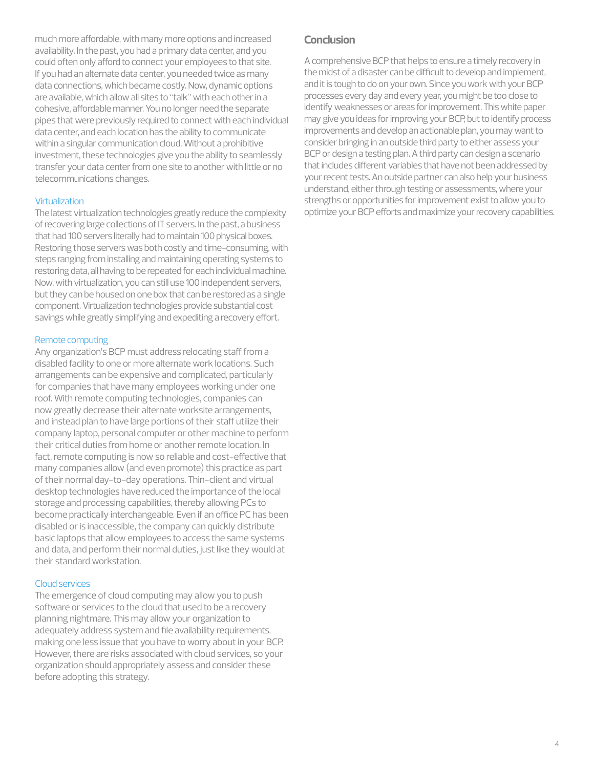much more affordable, with many more options and increased availability. In the past, you had a primary data center, and you could often only afford to connect your employees to that site. If you had an alternate data center, you needed twice as many data connections, which became costly. Now, dynamic options are available, which allow all sites to "talk" with each other in a cohesive, affordable manner. You no longer need the separate pipes that were previously required to connect with each individual data center, and each location has the ability to communicate within a singular communication cloud. Without a prohibitive investment, these technologies give you the ability to seamlessly transfer your data center from one site to another with little or no telecommunications changes.

### Virtualization

The latest virtualization technologies greatly reduce the complexity of recovering large collections of IT servers. In the past, a business that had 100 servers literally had to maintain 100 physical boxes. Restoring those servers was both costly and time-consuming, with steps ranging from installing and maintaining operating systems to restoring data, all having to be repeated for each individual machine. Now, with virtualization, you can still use 100 independent servers, but they can be housed on one box that can be restored as a single component. Virtualization technologies provide substantial cost savings while greatly simplifying and expediting a recovery effort.

### Remote computing

Any organization's BCP must address relocating staff from a disabled facility to one or more alternate work locations. Such arrangements can be expensive and complicated, particularly for companies that have many employees working under one roof. With remote computing technologies, companies can now greatly decrease their alternate worksite arrangements, and instead plan to have large portions of their staff utilize their company laptop, personal computer or other machine to perform their critical duties from home or another remote location. In fact, remote computing is now so reliable and cost-effective that many companies allow (and even promote) this practice as part of their normal day-to-day operations. Thin-client and virtual desktop technologies have reduced the importance of the local storage and processing capabilities, thereby allowing PCs to become practically interchangeable. Even if an office PC has been disabled or is inaccessible, the company can quickly distribute basic laptops that allow employees to access the same systems and data, and perform their normal duties, just like they would at their standard workstation.

### Cloud services

The emergence of cloud computing may allow you to push software or services to the cloud that used to be a recovery planning nightmare. This may allow your organization to adequately address system and file availability requirements, making one less issue that you have to worry about in your BCP. However, there are risks associated with cloud services, so your organization should appropriately assess and consider these before adopting this strategy.

## Conclusion

A comprehensive BCP that helps to ensure a timely recovery in the midst of a disaster can be difficult to develop and implement, and it is tough to do on your own. Since you work with your BCP processes every day and every year, you might be too close to identify weaknesses or areas for improvement. This white paper may give you ideas for improving your BCP, but to identify process improvements and develop an actionable plan, you may want to consider bringing in an outside third party to either assess your BCP or design a testing plan. A third party can design a scenario that includes different variables that have not been addressed by your recent tests. An outside partner can also help your business understand, either through testing or assessments, where your strengths or opportunities for improvement exist to allow you to optimize your BCP efforts and maximize your recovery capabilities.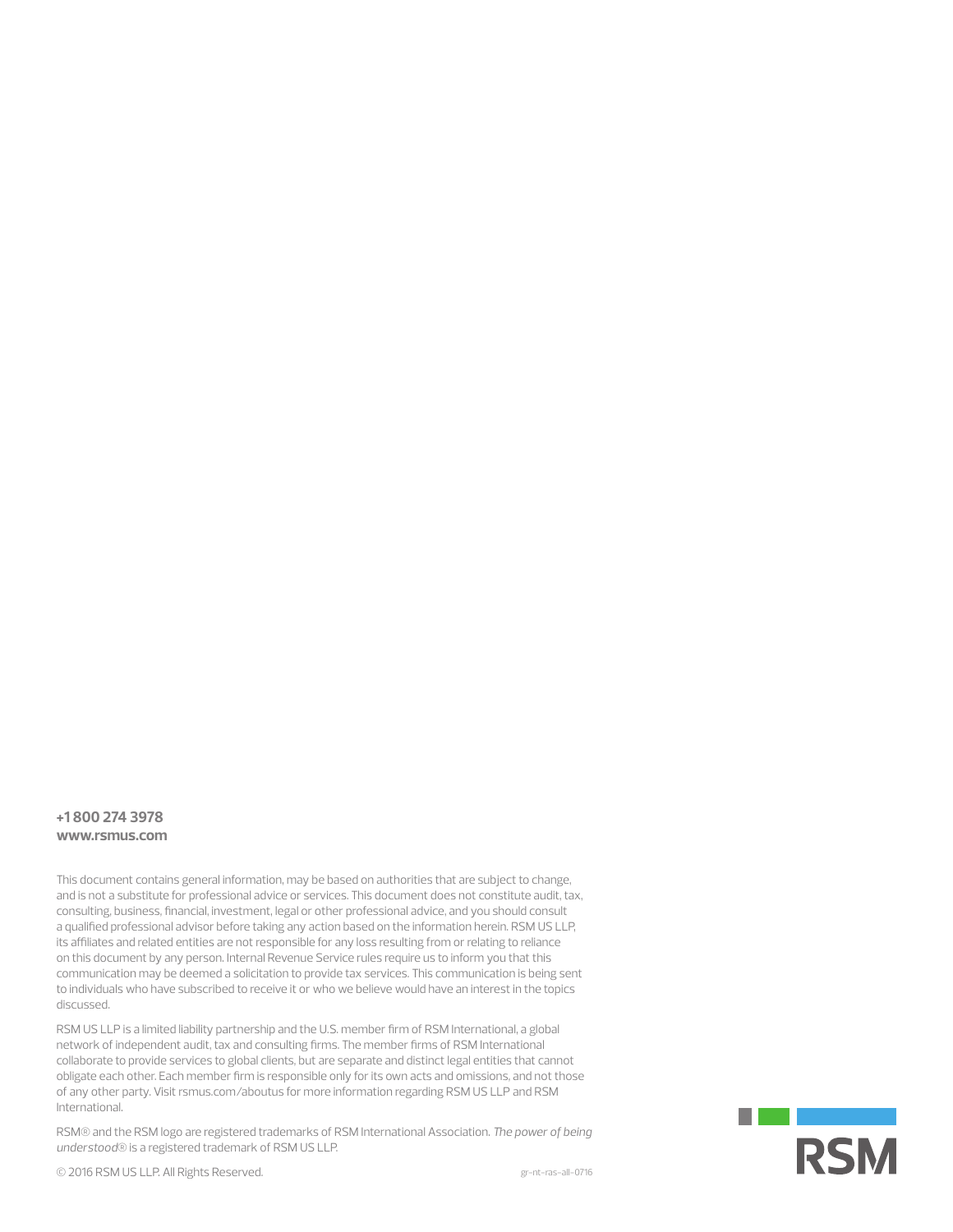**+1 800 274 3978**
**www.rsmus.com**

This document contains general information, may be based on authorities that are subject to change, and is not a substitute for professional advice or services. This document does not constitute audit, tax, consulting, business, financial, investment, legal or other professional advice, and you should consult a qualified professional advisor before taking any action based on the information herein. RSM US LLP, its affiliates and related entities are not responsible for any loss resulting from or relating to reliance on this document by any person. Internal Revenue Service rules require us to inform you that this communication may be deemed a solicitation to provide tax services. This communication is being sent to individuals who have subscribed to receive it or who we believe would have an interest in the topics discussed.

RSM US LLP is a limited liability partnership and the U.S. member firm of RSM International, a global network of independent audit, tax and consulting firms. The member firms of RSM International collaborate to provide services to global clients, but are separate and distinct legal entities that cannot obligate each other. Each member firm is responsible only for its own acts and omissions, and not those of any other party. Visit rsmus.com/aboutus for more information regarding RSM US LLP and RSM International.

RSM® and the RSM logo are registered trademarks of RSM International Association. *The power of being understood®* is a registered trademark of RSM US LLP.

© 2016 RSM US LLP. All Rights Reserved.

gr-nt-ras-all-0716

RSM